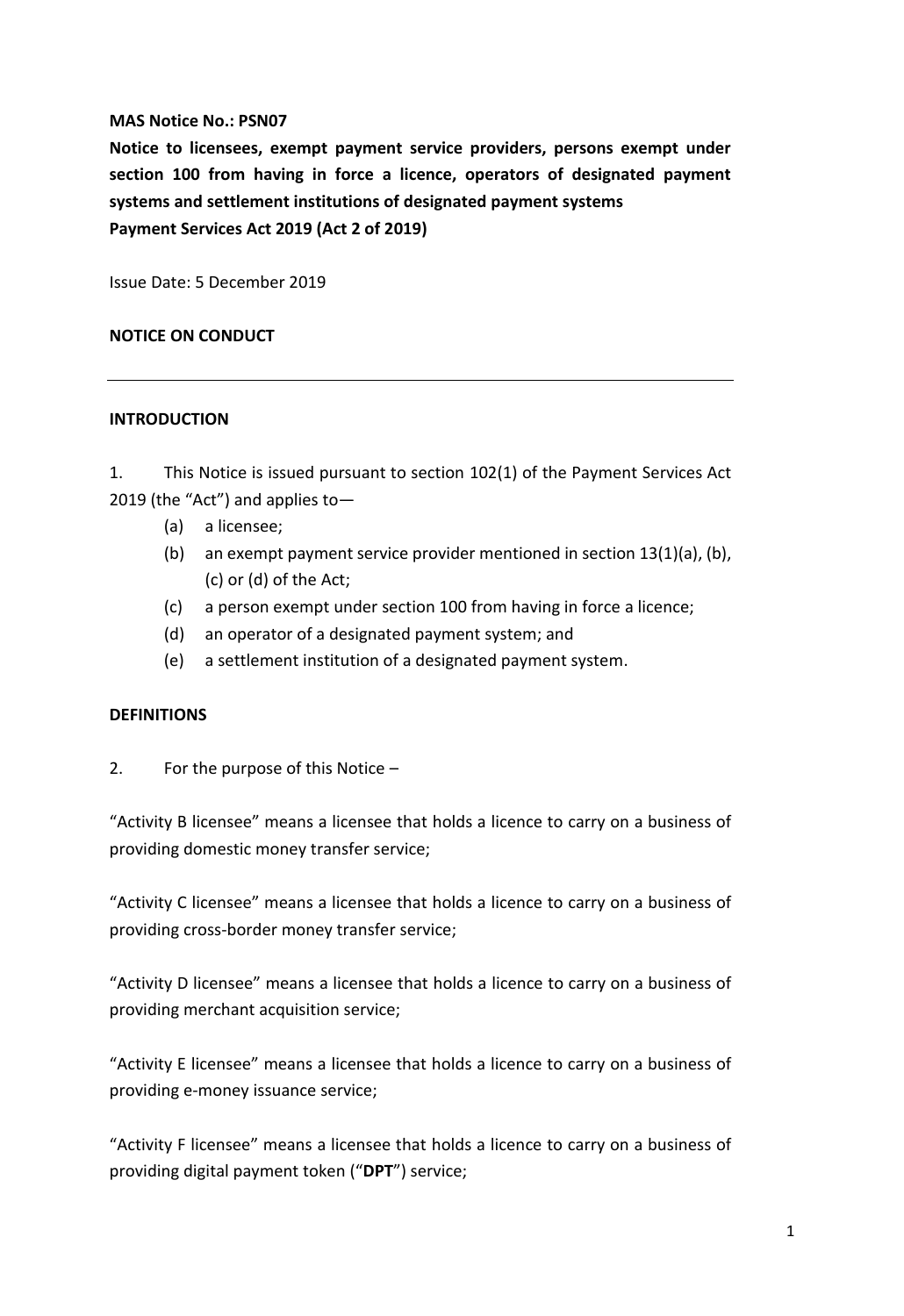**MAS Notice No.: PSN07**

**Notice to licensees, exempt payment service providers, persons exempt under section 100 from having in force a licence, operators of designated payment systems and settlement institutions of designated payment systems**
**Payment Services Act 2019 (Act 2 of 2019)**

Issue Date: 5 December 2019

**NOTICE ON CONDUCT**

---

**INTRODUCTION**

1. This Notice is issued pursuant to section 102(1) of the Payment Services Act 2019 (the "Act") and applies to—
   (a) a licensee;
   (b) an exempt payment service provider mentioned in section 13(1)(a), (b), (c) or (d) of the Act;
   (c) a person exempt under section 100 from having in force a licence;
   (d) an operator of a designated payment system; and
   (e) a settlement institution of a designated payment system.

**DEFINITIONS**

2. For the purpose of this Notice –

"Activity B licensee" means a licensee that holds a licence to carry on a business of providing domestic money transfer service;

"Activity C licensee" means a licensee that holds a licence to carry on a business of providing cross-border money transfer service;

"Activity D licensee" means a licensee that holds a licence to carry on a business of providing merchant acquisition service;

"Activity E licensee" means a licensee that holds a licence to carry on a business of providing e-money issuance service;

"Activity F licensee" means a licensee that holds a licence to carry on a business of providing digital payment token ("**DPT**") service;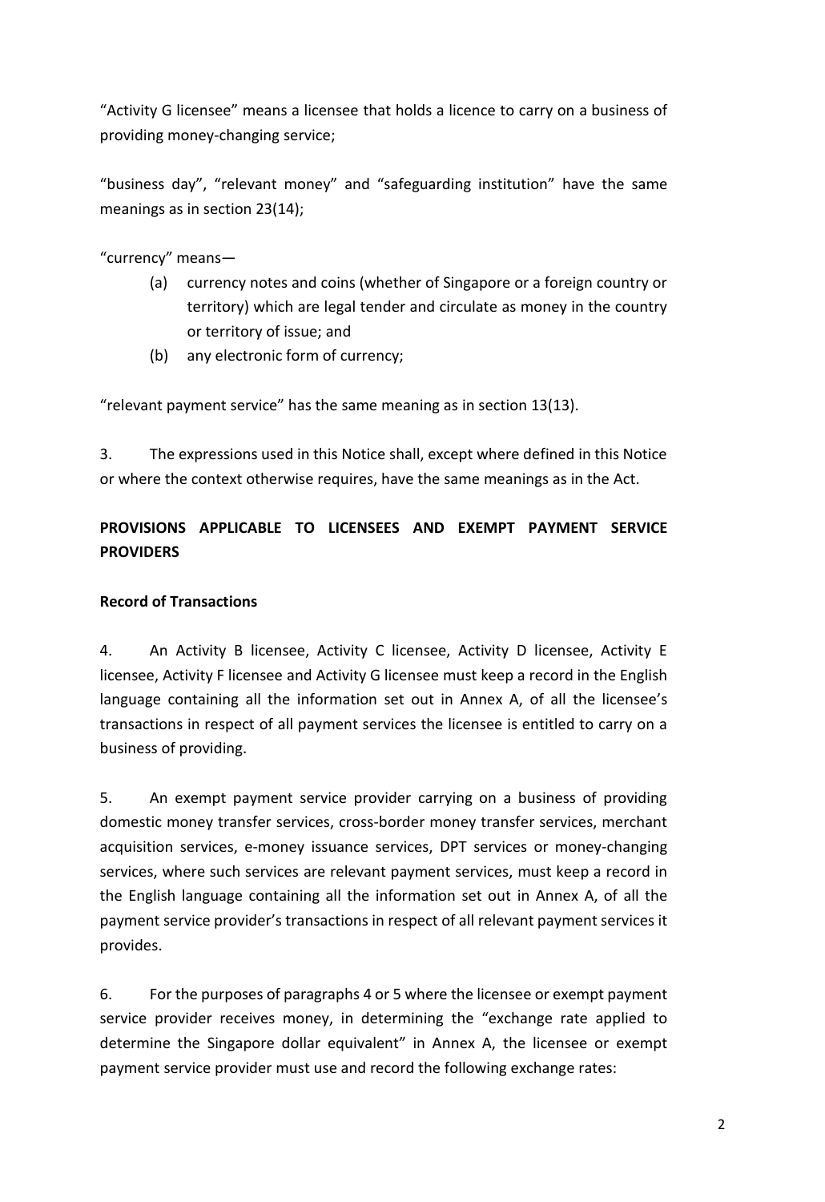"Activity G licensee" means a licensee that holds a licence to carry on a business of providing money-changing service;

"business day", "relevant money" and "safeguarding institution" have the same meanings as in section 23(14);

"currency" means—

(a) currency notes and coins (whether of Singapore or a foreign country or territory) which are legal tender and circulate as money in the country or territory of issue; and

(b) any electronic form of currency;

"relevant payment service" has the same meaning as in section 13(13).

3. The expressions used in this Notice shall, except where defined in this Notice or where the context otherwise requires, have the same meanings as in the Act.

## PROVISIONS APPLICABLE TO LICENSEES AND EXEMPT PAYMENT SERVICE PROVIDERS

### Record of Transactions

4. An Activity B licensee, Activity C licensee, Activity D licensee, Activity E licensee, Activity F licensee and Activity G licensee must keep a record in the English language containing all the information set out in Annex A, of all the licensee's transactions in respect of all payment services the licensee is entitled to carry on a business of providing.

5. An exempt payment service provider carrying on a business of providing domestic money transfer services, cross-border money transfer services, merchant acquisition services, e-money issuance services, DPT services or money-changing services, where such services are relevant payment services, must keep a record in the English language containing all the information set out in Annex A, of all the payment service provider's transactions in respect of all relevant payment services it provides.

6. For the purposes of paragraphs 4 or 5 where the licensee or exempt payment service provider receives money, in determining the "exchange rate applied to determine the Singapore dollar equivalent" in Annex A, the licensee or exempt payment service provider must use and record the following exchange rates: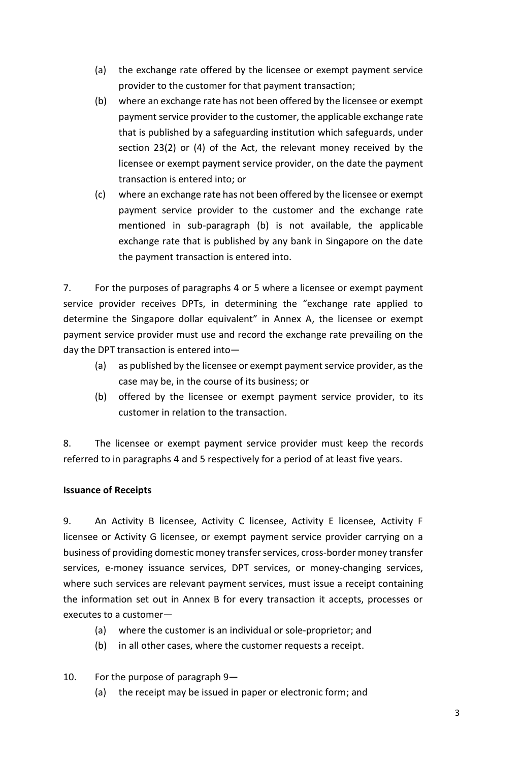(a) the exchange rate offered by the licensee or exempt payment service provider to the customer for that payment transaction;

(b) where an exchange rate has not been offered by the licensee or exempt payment service provider to the customer, the applicable exchange rate that is published by a safeguarding institution which safeguards, under section 23(2) or (4) of the Act, the relevant money received by the licensee or exempt payment service provider, on the date the payment transaction is entered into; or

(c) where an exchange rate has not been offered by the licensee or exempt payment service provider to the customer and the exchange rate mentioned in sub-paragraph (b) is not available, the applicable exchange rate that is published by any bank in Singapore on the date the payment transaction is entered into.

7. For the purposes of paragraphs 4 or 5 where a licensee or exempt payment service provider receives DPTs, in determining the "exchange rate applied to determine the Singapore dollar equivalent" in Annex A, the licensee or exempt payment service provider must use and record the exchange rate prevailing on the day the DPT transaction is entered into—

(a) as published by the licensee or exempt payment service provider, as the case may be, in the course of its business; or

(b) offered by the licensee or exempt payment service provider, to its customer in relation to the transaction.

8. The licensee or exempt payment service provider must keep the records referred to in paragraphs 4 and 5 respectively for a period of at least five years.

**Issuance of Receipts**

9. An Activity B licensee, Activity C licensee, Activity E licensee, Activity F licensee or Activity G licensee, or exempt payment service provider carrying on a business of providing domestic money transfer services, cross-border money transfer services, e-money issuance services, DPT services, or money-changing services, where such services are relevant payment services, must issue a receipt containing the information set out in Annex B for every transaction it accepts, processes or executes to a customer—

(a) where the customer is an individual or sole-proprietor; and

(b) in all other cases, where the customer requests a receipt.

10. For the purpose of paragraph 9—

(a) the receipt may be issued in paper or electronic form; and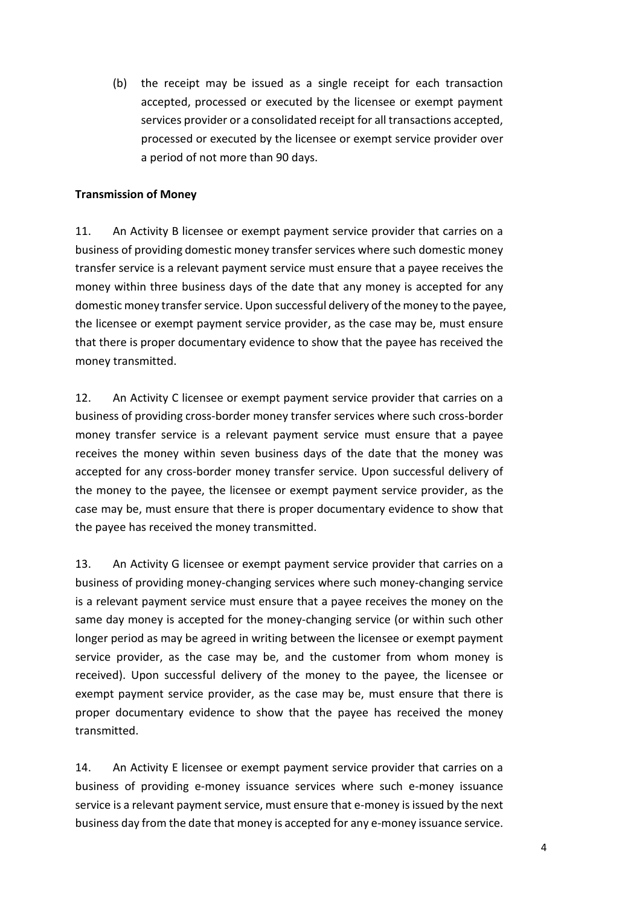(b) the receipt may be issued as a single receipt for each transaction accepted, processed or executed by the licensee or exempt payment services provider or a consolidated receipt for all transactions accepted, processed or executed by the licensee or exempt service provider over a period of not more than 90 days.

**Transmission of Money**

11. An Activity B licensee or exempt payment service provider that carries on a business of providing domestic money transfer services where such domestic money transfer service is a relevant payment service must ensure that a payee receives the money within three business days of the date that any money is accepted for any domestic money transfer service. Upon successful delivery of the money to the payee, the licensee or exempt payment service provider, as the case may be, must ensure that there is proper documentary evidence to show that the payee has received the money transmitted.

12. An Activity C licensee or exempt payment service provider that carries on a business of providing cross-border money transfer services where such cross-border money transfer service is a relevant payment service must ensure that a payee receives the money within seven business days of the date that the money was accepted for any cross-border money transfer service. Upon successful delivery of the money to the payee, the licensee or exempt payment service provider, as the case may be, must ensure that there is proper documentary evidence to show that the payee has received the money transmitted.

13. An Activity G licensee or exempt payment service provider that carries on a business of providing money-changing services where such money-changing service is a relevant payment service must ensure that a payee receives the money on the same day money is accepted for the money-changing service (or within such other longer period as may be agreed in writing between the licensee or exempt payment service provider, as the case may be, and the customer from whom money is received). Upon successful delivery of the money to the payee, the licensee or exempt payment service provider, as the case may be, must ensure that there is proper documentary evidence to show that the payee has received the money transmitted.

14. An Activity E licensee or exempt payment service provider that carries on a business of providing e-money issuance services where such e-money issuance service is a relevant payment service, must ensure that e-money is issued by the next business day from the date that money is accepted for any e-money issuance service.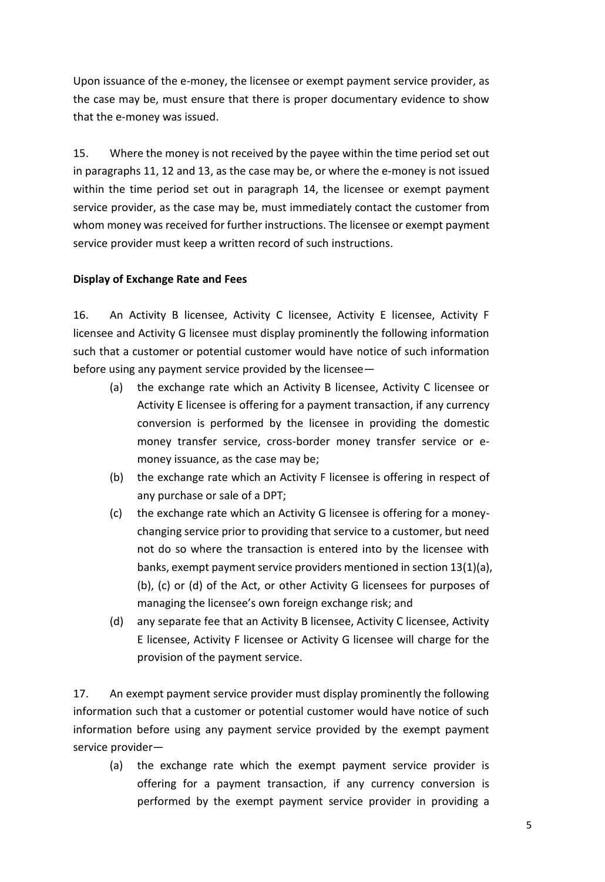Upon issuance of the e-money, the licensee or exempt payment service provider, as the case may be, must ensure that there is proper documentary evidence to show that the e-money was issued.

15. Where the money is not received by the payee within the time period set out in paragraphs 11, 12 and 13, as the case may be, or where the e-money is not issued within the time period set out in paragraph 14, the licensee or exempt payment service provider, as the case may be, must immediately contact the customer from whom money was received for further instructions. The licensee or exempt payment service provider must keep a written record of such instructions.

**Display of Exchange Rate and Fees**

16. An Activity B licensee, Activity C licensee, Activity E licensee, Activity F licensee and Activity G licensee must display prominently the following information such that a customer or potential customer would have notice of such information before using any payment service provided by the licensee—

(a) the exchange rate which an Activity B licensee, Activity C licensee or Activity E licensee is offering for a payment transaction, if any currency conversion is performed by the licensee in providing the domestic money transfer service, cross-border money transfer service or e-money issuance, as the case may be;

(b) the exchange rate which an Activity F licensee is offering in respect of any purchase or sale of a DPT;

(c) the exchange rate which an Activity G licensee is offering for a money-changing service prior to providing that service to a customer, but need not do so where the transaction is entered into by the licensee with banks, exempt payment service providers mentioned in section 13(1)(a), (b), (c) or (d) of the Act, or other Activity G licensees for purposes of managing the licensee's own foreign exchange risk; and

(d) any separate fee that an Activity B licensee, Activity C licensee, Activity E licensee, Activity F licensee or Activity G licensee will charge for the provision of the payment service.

17. An exempt payment service provider must display prominently the following information such that a customer or potential customer would have notice of such information before using any payment service provided by the exempt payment service provider—

(a) the exchange rate which the exempt payment service provider is offering for a payment transaction, if any currency conversion is performed by the exempt payment service provider in providing a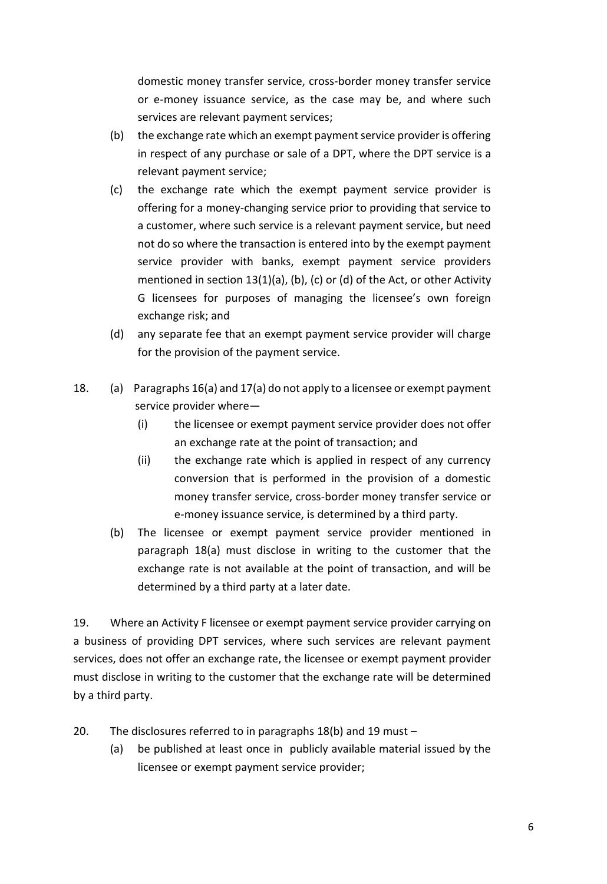domestic money transfer service, cross-border money transfer service or e-money issuance service, as the case may be, and where such services are relevant payment services;

(b) the exchange rate which an exempt payment service provider is offering in respect of any purchase or sale of a DPT, where the DPT service is a relevant payment service;

(c) the exchange rate which the exempt payment service provider is offering for a money-changing service prior to providing that service to a customer, where such service is a relevant payment service, but need not do so where the transaction is entered into by the exempt payment service provider with banks, exempt payment service providers mentioned in section 13(1)(a), (b), (c) or (d) of the Act, or other Activity G licensees for purposes of managing the licensee's own foreign exchange risk; and

(d) any separate fee that an exempt payment service provider will charge for the provision of the payment service.

18. (a) Paragraphs 16(a) and 17(a) do not apply to a licensee or exempt payment service provider where—

   (i) the licensee or exempt payment service provider does not offer an exchange rate at the point of transaction; and

   (ii) the exchange rate which is applied in respect of any currency conversion that is performed in the provision of a domestic money transfer service, cross-border money transfer service or e-money issuance service, is determined by a third party.

(b) The licensee or exempt payment service provider mentioned in paragraph 18(a) must disclose in writing to the customer that the exchange rate is not available at the point of transaction, and will be determined by a third party at a later date.

19. Where an Activity F licensee or exempt payment service provider carrying on a business of providing DPT services, where such services are relevant payment services, does not offer an exchange rate, the licensee or exempt payment provider must disclose in writing to the customer that the exchange rate will be determined by a third party.

20. The disclosures referred to in paragraphs 18(b) and 19 must –

(a) be published at least once in publicly available material issued by the licensee or exempt payment service provider;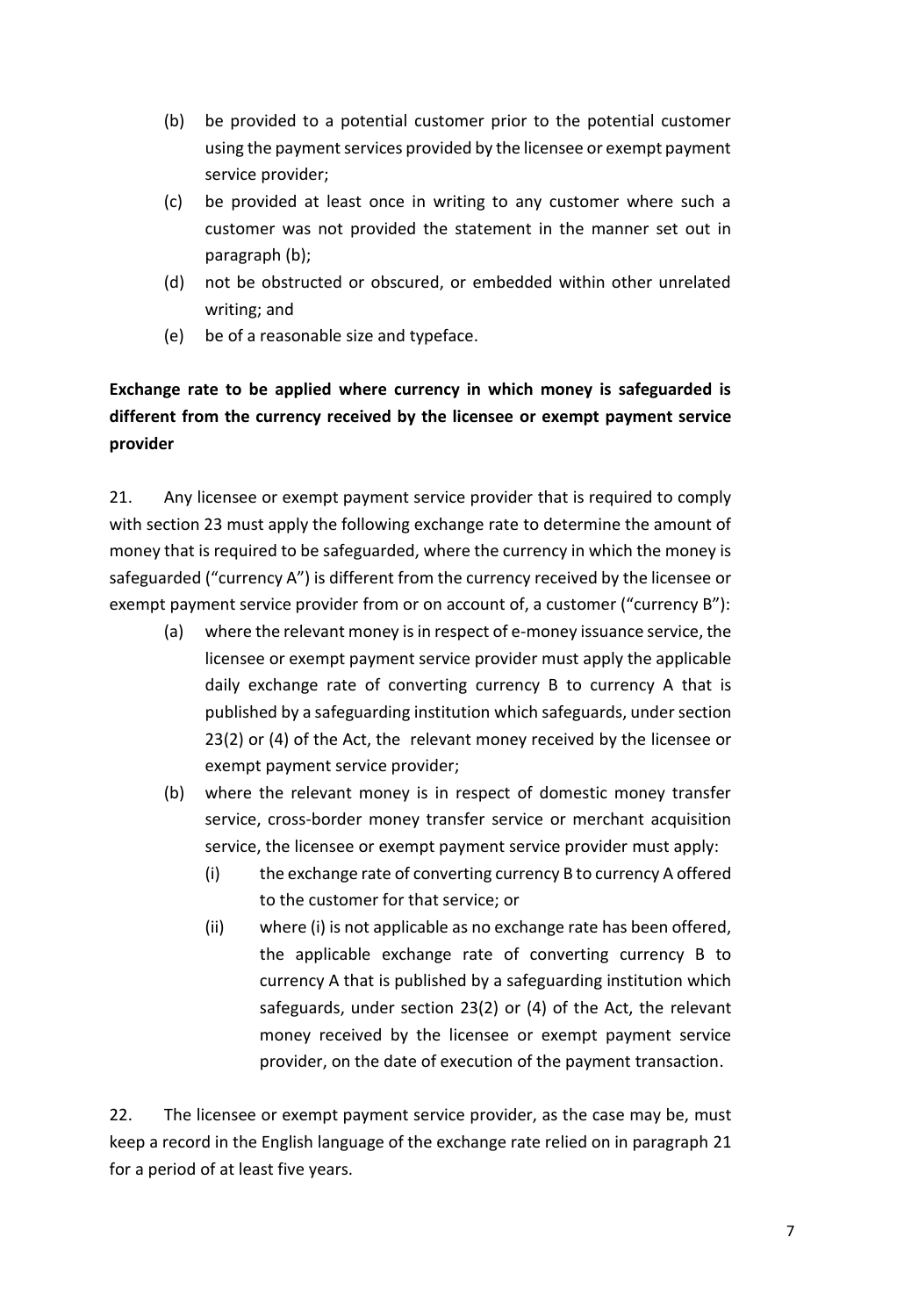(b) be provided to a potential customer prior to the potential customer using the payment services provided by the licensee or exempt payment service provider;

(c) be provided at least once in writing to any customer where such a customer was not provided the statement in the manner set out in paragraph (b);

(d) not be obstructed or obscured, or embedded within other unrelated writing; and

(e) be of a reasonable size and typeface.

**Exchange rate to be applied where currency in which money is safeguarded is different from the currency received by the licensee or exempt payment service provider**

21. Any licensee or exempt payment service provider that is required to comply with section 23 must apply the following exchange rate to determine the amount of money that is required to be safeguarded, where the currency in which the money is safeguarded ("currency A") is different from the currency received by the licensee or exempt payment service provider from or on account of, a customer ("currency B"):

(a) where the relevant money is in respect of e-money issuance service, the licensee or exempt payment service provider must apply the applicable daily exchange rate of converting currency B to currency A that is published by a safeguarding institution which safeguards, under section 23(2) or (4) of the Act, the relevant money received by the licensee or exempt payment service provider;

(b) where the relevant money is in respect of domestic money transfer service, cross-border money transfer service or merchant acquisition service, the licensee or exempt payment service provider must apply:

(i) the exchange rate of converting currency B to currency A offered to the customer for that service; or

(ii) where (i) is not applicable as no exchange rate has been offered, the applicable exchange rate of converting currency B to currency A that is published by a safeguarding institution which safeguards, under section 23(2) or (4) of the Act, the relevant money received by the licensee or exempt payment service provider, on the date of execution of the payment transaction.

22. The licensee or exempt payment service provider, as the case may be, must keep a record in the English language of the exchange rate relied on in paragraph 21 for a period of at least five years.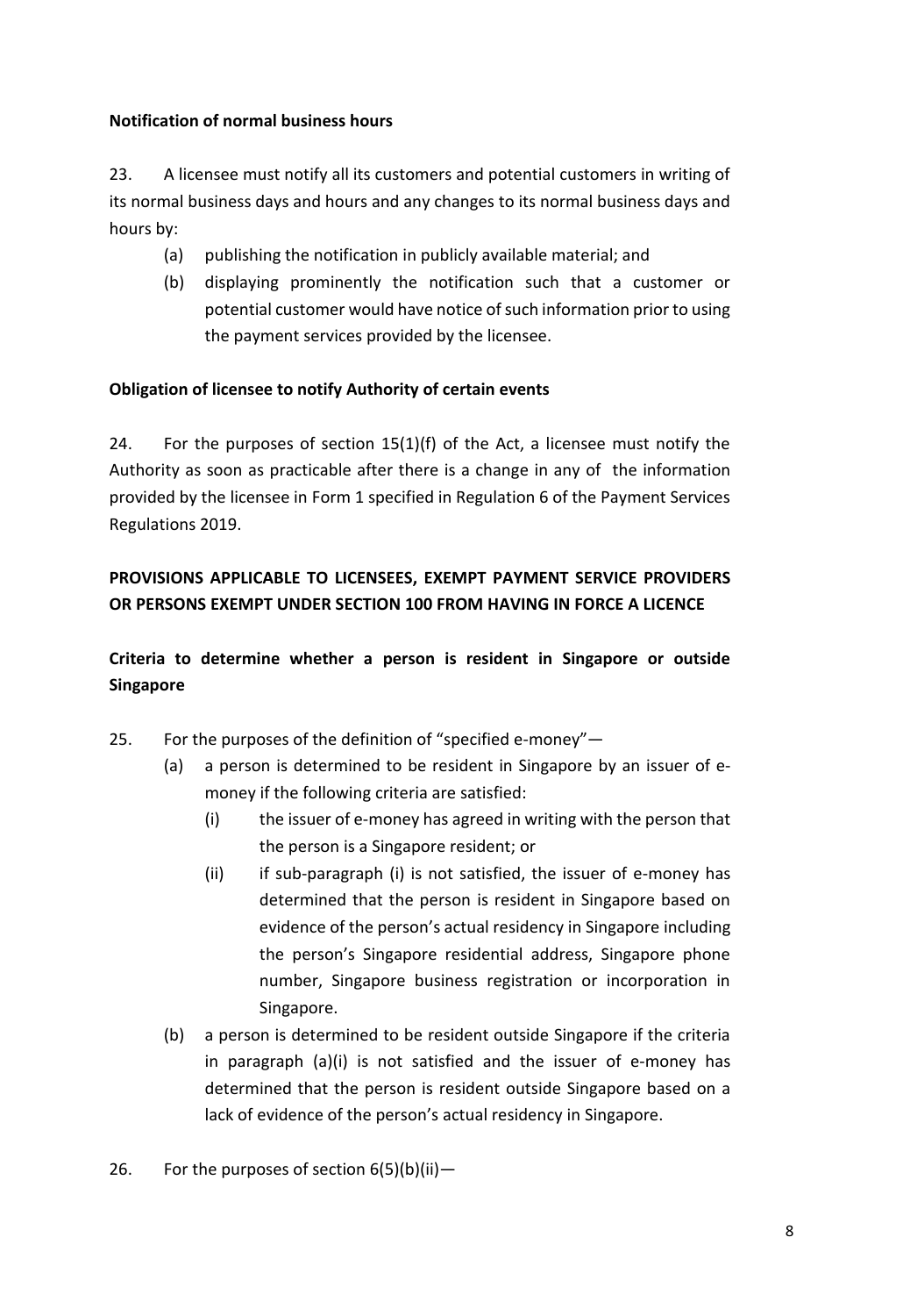**Notification of normal business hours**

23. A licensee must notify all its customers and potential customers in writing of its normal business days and hours and any changes to its normal business days and hours by:

   (a) publishing the notification in publicly available material; and

   (b) displaying prominently the notification such that a customer or potential customer would have notice of such information prior to using the payment services provided by the licensee.

**Obligation of licensee to notify Authority of certain events**

24. For the purposes of section 15(1)(f) of the Act, a licensee must notify the Authority as soon as practicable after there is a change in any of the information provided by the licensee in Form 1 specified in Regulation 6 of the Payment Services Regulations 2019.

**PROVISIONS APPLICABLE TO LICENSEES, EXEMPT PAYMENT SERVICE PROVIDERS OR PERSONS EXEMPT UNDER SECTION 100 FROM HAVING IN FORCE A LICENCE**

**Criteria to determine whether a person is resident in Singapore or outside Singapore**

25. For the purposes of the definition of "specified e-money"—

   (a) a person is determined to be resident in Singapore by an issuer of e-money if the following criteria are satisfied:

      (i) the issuer of e-money has agreed in writing with the person that the person is a Singapore resident; or

      (ii) if sub-paragraph (i) is not satisfied, the issuer of e-money has determined that the person is resident in Singapore based on evidence of the person's actual residency in Singapore including the person's Singapore residential address, Singapore phone number, Singapore business registration or incorporation in Singapore.

   (b) a person is determined to be resident outside Singapore if the criteria in paragraph (a)(i) is not satisfied and the issuer of e-money has determined that the person is resident outside Singapore based on a lack of evidence of the person's actual residency in Singapore.

26. For the purposes of section 6(5)(b)(ii)—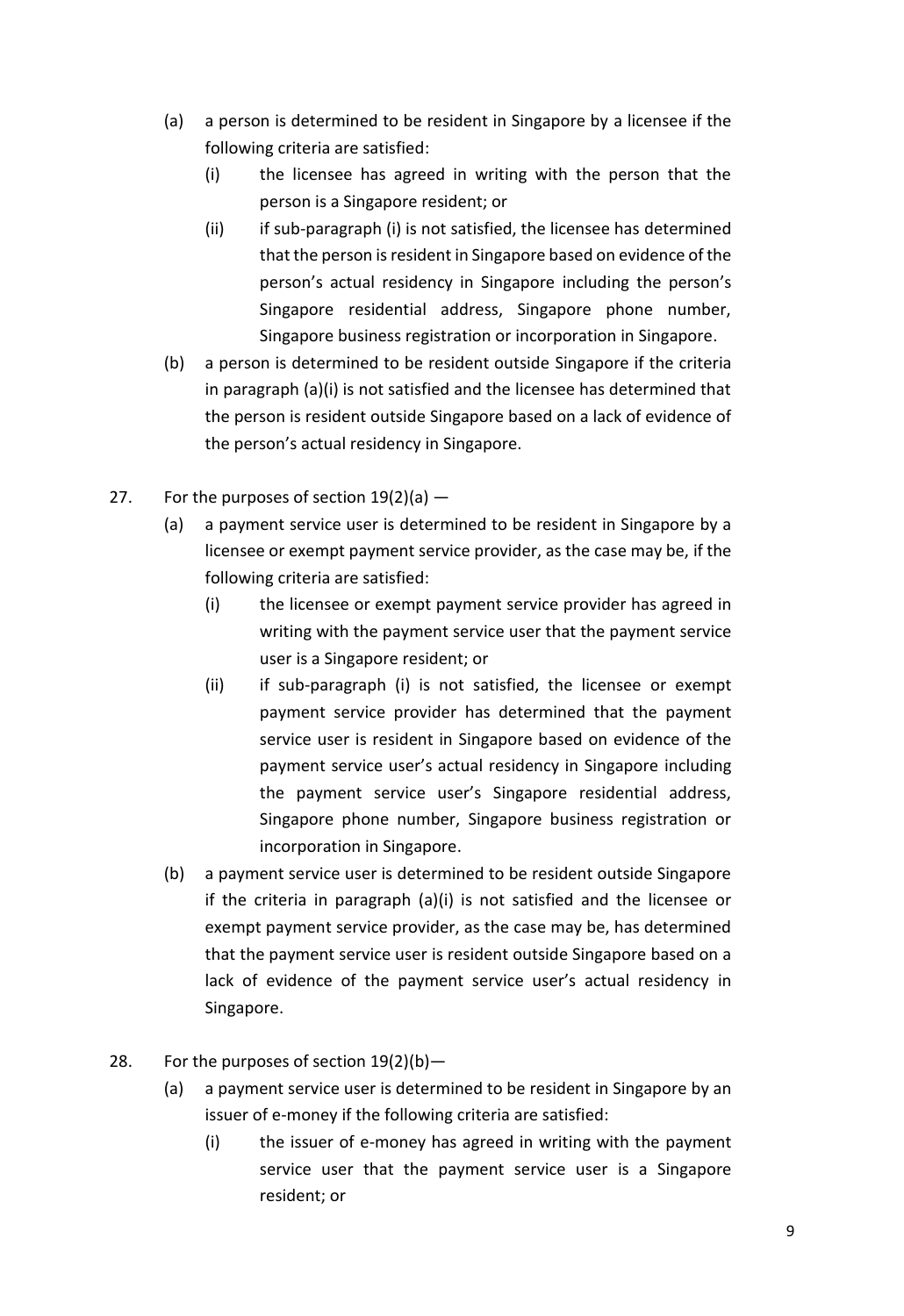(a) a person is determined to be resident in Singapore by a licensee if the following criteria are satisfied:

   (i) the licensee has agreed in writing with the person that the person is a Singapore resident; or

   (ii) if sub-paragraph (i) is not satisfied, the licensee has determined that the person is resident in Singapore based on evidence of the person's actual residency in Singapore including the person's Singapore residential address, Singapore phone number, Singapore business registration or incorporation in Singapore.

(b) a person is determined to be resident outside Singapore if the criteria in paragraph (a)(i) is not satisfied and the licensee has determined that the person is resident outside Singapore based on a lack of evidence of the person's actual residency in Singapore.

27. For the purposes of section 19(2)(a) —

(a) a payment service user is determined to be resident in Singapore by a licensee or exempt payment service provider, as the case may be, if the following criteria are satisfied:

   (i) the licensee or exempt payment service provider has agreed in writing with the payment service user that the payment service user is a Singapore resident; or

   (ii) if sub-paragraph (i) is not satisfied, the licensee or exempt payment service provider has determined that the payment service user is resident in Singapore based on evidence of the payment service user's actual residency in Singapore including the payment service user's Singapore residential address, Singapore phone number, Singapore business registration or incorporation in Singapore.

(b) a payment service user is determined to be resident outside Singapore if the criteria in paragraph (a)(i) is not satisfied and the licensee or exempt payment service provider, as the case may be, has determined that the payment service user is resident outside Singapore based on a lack of evidence of the payment service user's actual residency in Singapore.

28. For the purposes of section 19(2)(b)—

(a) a payment service user is determined to be resident in Singapore by an issuer of e-money if the following criteria are satisfied:

   (i) the issuer of e-money has agreed in writing with the payment service user that the payment service user is a Singapore resident; or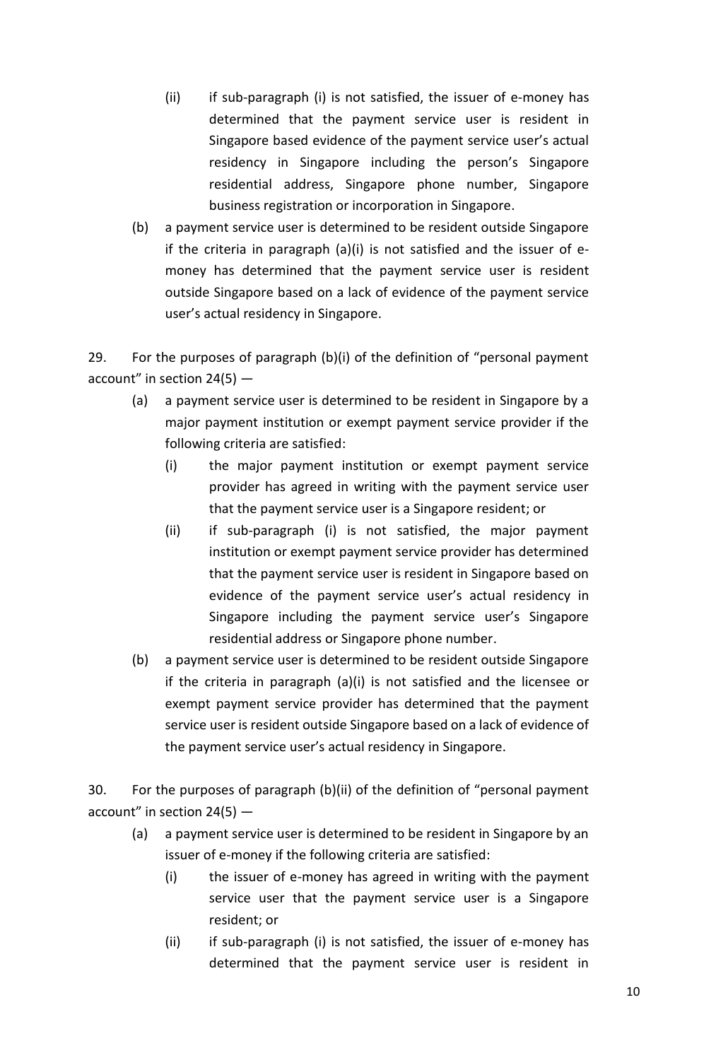(ii) if sub-paragraph (i) is not satisfied, the issuer of e-money has determined that the payment service user is resident in Singapore based evidence of the payment service user's actual residency in Singapore including the person's Singapore residential address, Singapore phone number, Singapore business registration or incorporation in Singapore.

(b) a payment service user is determined to be resident outside Singapore if the criteria in paragraph (a)(i) is not satisfied and the issuer of e-money has determined that the payment service user is resident outside Singapore based on a lack of evidence of the payment service user's actual residency in Singapore.

29. For the purposes of paragraph (b)(i) of the definition of "personal payment account" in section 24(5) —

(a) a payment service user is determined to be resident in Singapore by a major payment institution or exempt payment service provider if the following criteria are satisfied:

   (i) the major payment institution or exempt payment service provider has agreed in writing with the payment service user that the payment service user is a Singapore resident; or

   (ii) if sub-paragraph (i) is not satisfied, the major payment institution or exempt payment service provider has determined that the payment service user is resident in Singapore based on evidence of the payment service user's actual residency in Singapore including the payment service user's Singapore residential address or Singapore phone number.

(b) a payment service user is determined to be resident outside Singapore if the criteria in paragraph (a)(i) is not satisfied and the licensee or exempt payment service provider has determined that the payment service user is resident outside Singapore based on a lack of evidence of the payment service user's actual residency in Singapore.

30. For the purposes of paragraph (b)(ii) of the definition of "personal payment account" in section 24(5) —

(a) a payment service user is determined to be resident in Singapore by an issuer of e-money if the following criteria are satisfied:

   (i) the issuer of e-money has agreed in writing with the payment service user that the payment service user is a Singapore resident; or

   (ii) if sub-paragraph (i) is not satisfied, the issuer of e-money has determined that the payment service user is resident in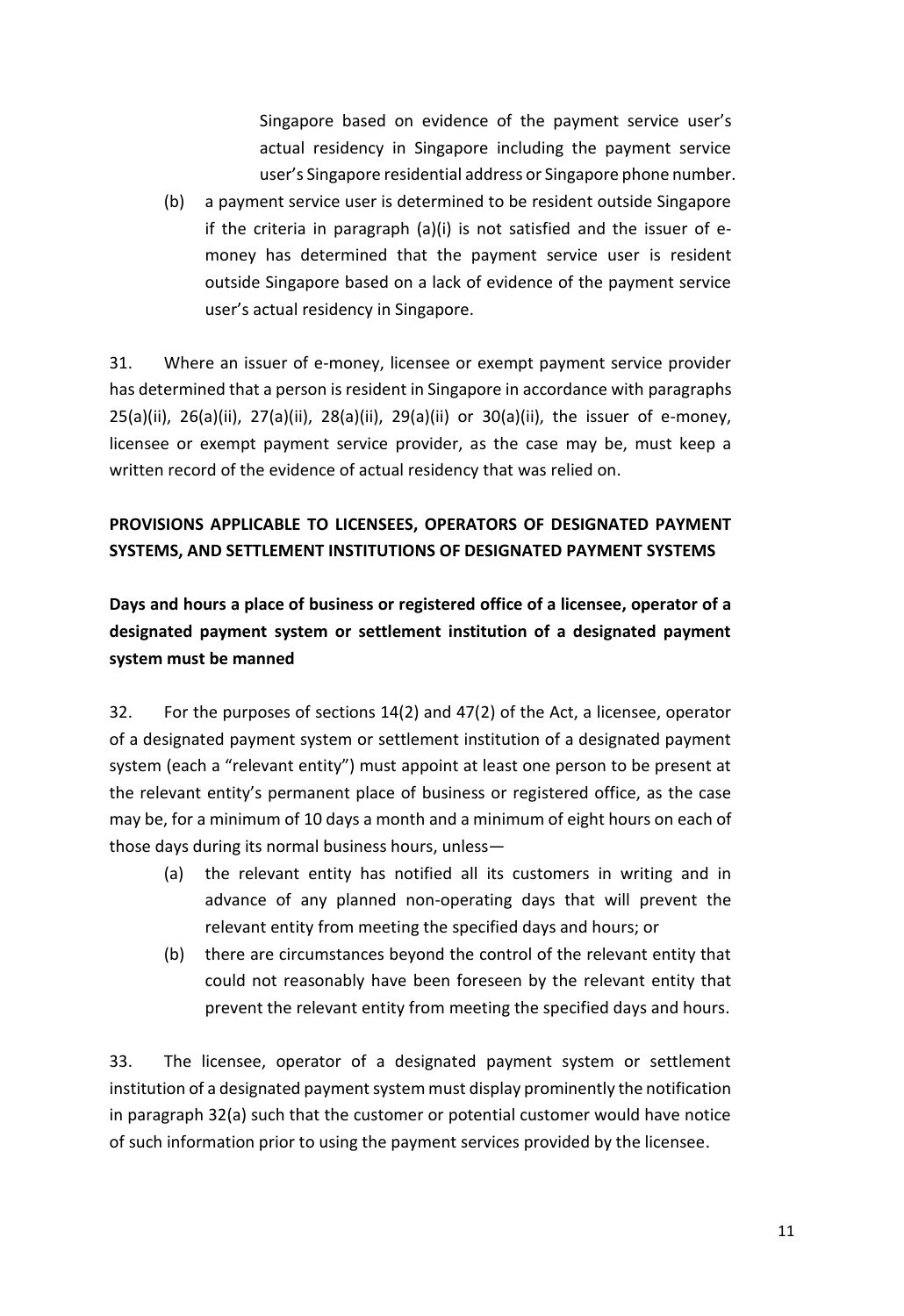Singapore based on evidence of the payment service user's actual residency in Singapore including the payment service user's Singapore residential address or Singapore phone number.

(b) a payment service user is determined to be resident outside Singapore if the criteria in paragraph (a)(i) is not satisfied and the issuer of e-money has determined that the payment service user is resident outside Singapore based on a lack of evidence of the payment service user's actual residency in Singapore.

31. Where an issuer of e-money, licensee or exempt payment service provider has determined that a person is resident in Singapore in accordance with paragraphs 25(a)(ii), 26(a)(ii), 27(a)(ii), 28(a)(ii), 29(a)(ii) or 30(a)(ii), the issuer of e-money, licensee or exempt payment service provider, as the case may be, must keep a written record of the evidence of actual residency that was relied on.

**PROVISIONS APPLICABLE TO LICENSEES, OPERATORS OF DESIGNATED PAYMENT SYSTEMS, AND SETTLEMENT INSTITUTIONS OF DESIGNATED PAYMENT SYSTEMS**

**Days and hours a place of business or registered office of a licensee, operator of a designated payment system or settlement institution of a designated payment system must be manned**

32. For the purposes of sections 14(2) and 47(2) of the Act, a licensee, operator of a designated payment system or settlement institution of a designated payment system (each a "relevant entity") must appoint at least one person to be present at the relevant entity's permanent place of business or registered office, as the case may be, for a minimum of 10 days a month and a minimum of eight hours on each of those days during its normal business hours, unless—

(a) the relevant entity has notified all its customers in writing and in advance of any planned non-operating days that will prevent the relevant entity from meeting the specified days and hours; or

(b) there are circumstances beyond the control of the relevant entity that could not reasonably have been foreseen by the relevant entity that prevent the relevant entity from meeting the specified days and hours.

33. The licensee, operator of a designated payment system or settlement institution of a designated payment system must display prominently the notification in paragraph 32(a) such that the customer or potential customer would have notice of such information prior to using the payment services provided by the licensee.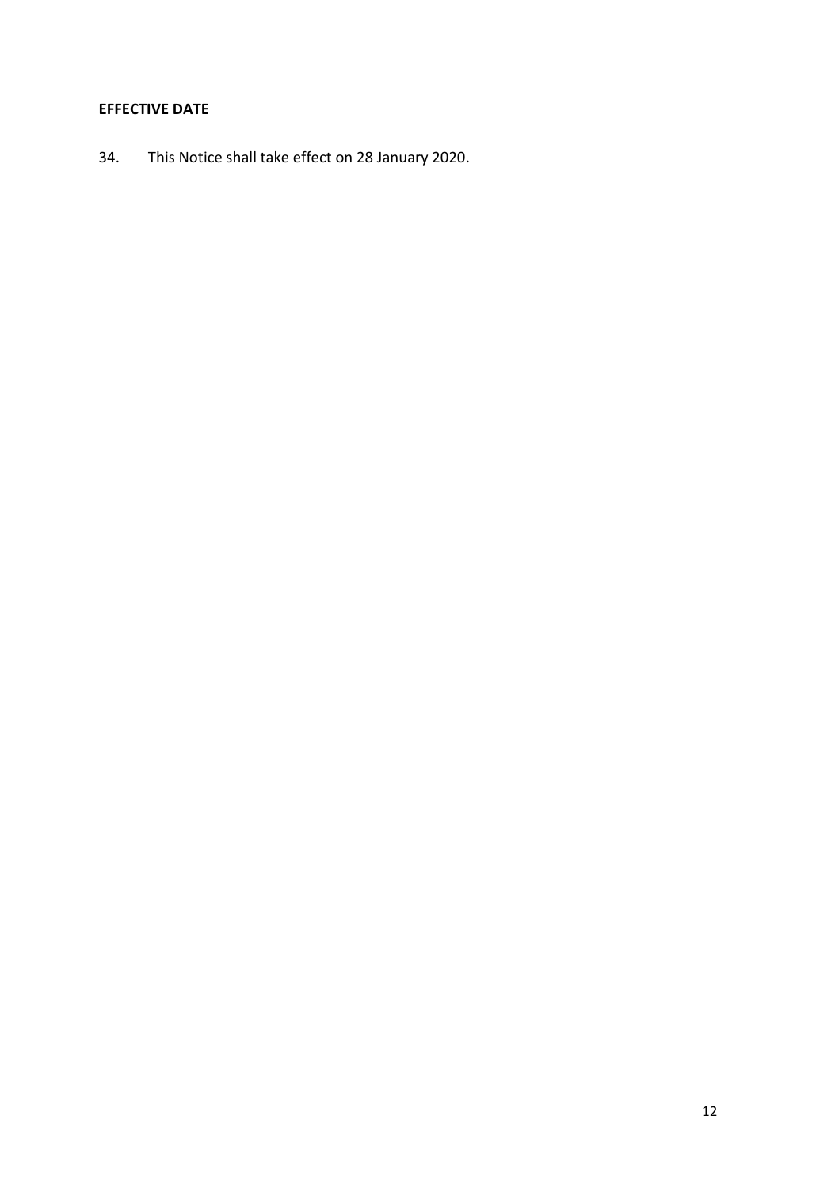**EFFECTIVE DATE**

34. This Notice shall take effect on 28 January 2020.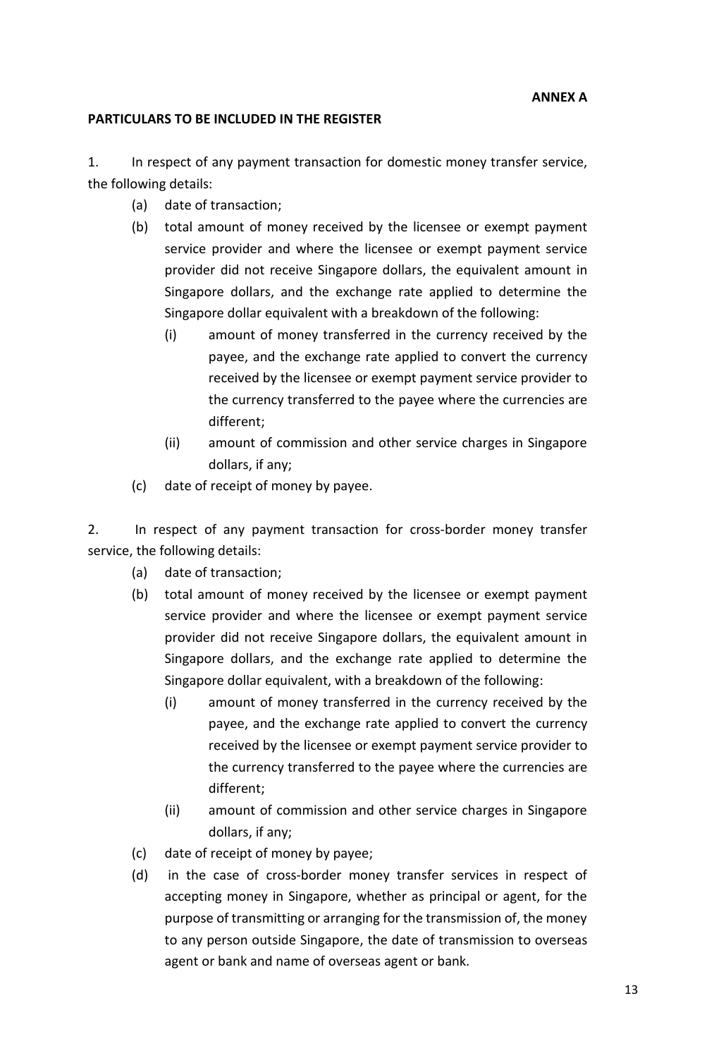**ANNEX A**

**PARTICULARS TO BE INCLUDED IN THE REGISTER**

1. In respect of any payment transaction for domestic money transfer service, the following details:

   (a) date of transaction;

   (b) total amount of money received by the licensee or exempt payment service provider and where the licensee or exempt payment service provider did not receive Singapore dollars, the equivalent amount in Singapore dollars, and the exchange rate applied to determine the Singapore dollar equivalent with a breakdown of the following:

      (i) amount of money transferred in the currency received by the payee, and the exchange rate applied to convert the currency received by the licensee or exempt payment service provider to the currency transferred to the payee where the currencies are different;

      (ii) amount of commission and other service charges in Singapore dollars, if any;

   (c) date of receipt of money by payee.

2. In respect of any payment transaction for cross-border money transfer service, the following details:

   (a) date of transaction;

   (b) total amount of money received by the licensee or exempt payment service provider and where the licensee or exempt payment service provider did not receive Singapore dollars, the equivalent amount in Singapore dollars, and the exchange rate applied to determine the Singapore dollar equivalent, with a breakdown of the following:

      (i) amount of money transferred in the currency received by the payee, and the exchange rate applied to convert the currency received by the licensee or exempt payment service provider to the currency transferred to the payee where the currencies are different;

      (ii) amount of commission and other service charges in Singapore dollars, if any;

   (c) date of receipt of money by payee;

   (d) in the case of cross-border money transfer services in respect of accepting money in Singapore, whether as principal or agent, for the purpose of transmitting or arranging for the transmission of, the money to any person outside Singapore, the date of transmission to overseas agent or bank and name of overseas agent or bank.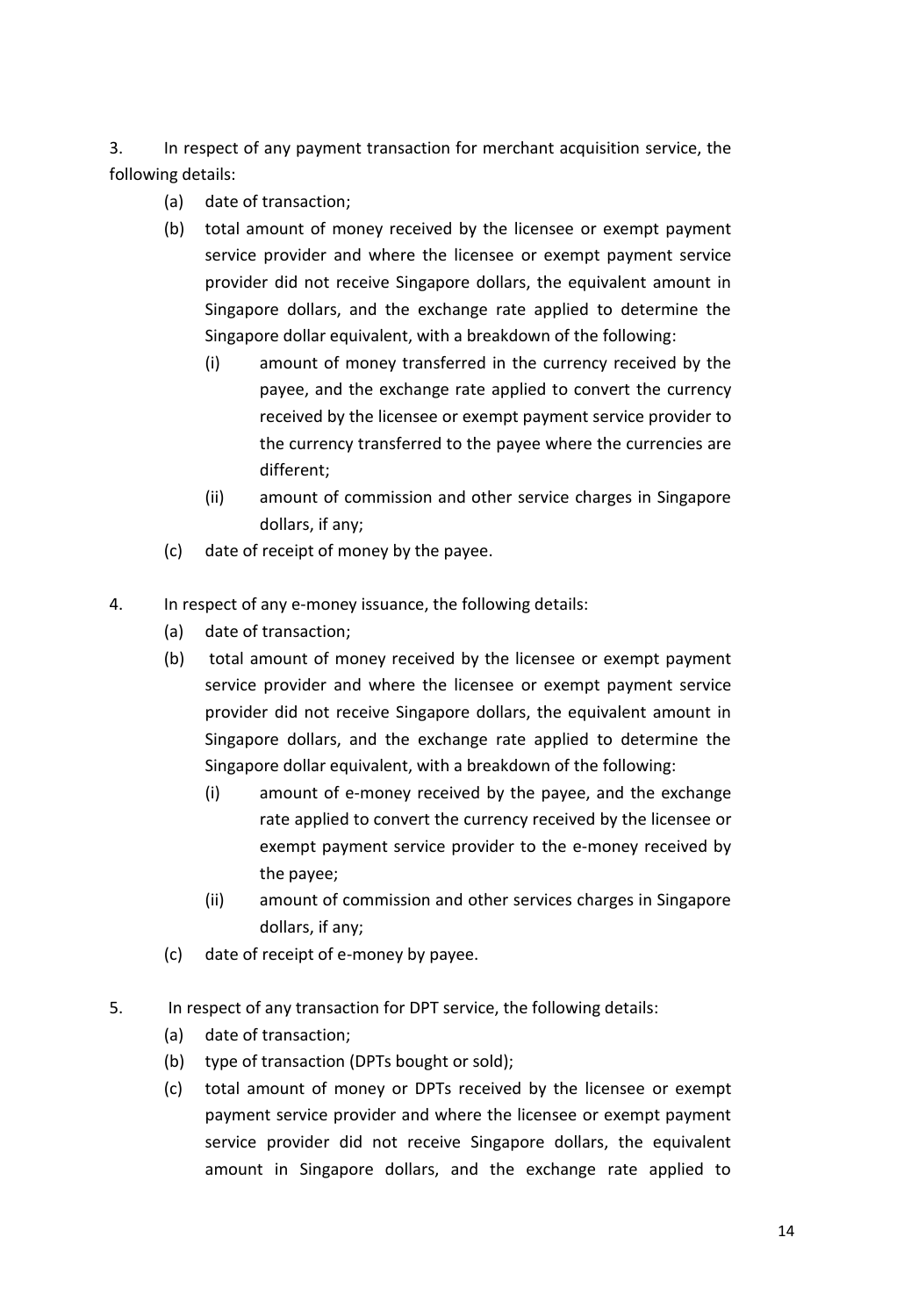3. In respect of any payment transaction for merchant acquisition service, the following details:

   (a) date of transaction;

   (b) total amount of money received by the licensee or exempt payment service provider and where the licensee or exempt payment service provider did not receive Singapore dollars, the equivalent amount in Singapore dollars, and the exchange rate applied to determine the Singapore dollar equivalent, with a breakdown of the following:

      (i) amount of money transferred in the currency received by the payee, and the exchange rate applied to convert the currency received by the licensee or exempt payment service provider to the currency transferred to the payee where the currencies are different;

      (ii) amount of commission and other service charges in Singapore dollars, if any;

   (c) date of receipt of money by the payee.

4. In respect of any e-money issuance, the following details:

   (a) date of transaction;

   (b) total amount of money received by the licensee or exempt payment service provider and where the licensee or exempt payment service provider did not receive Singapore dollars, the equivalent amount in Singapore dollars, and the exchange rate applied to determine the Singapore dollar equivalent, with a breakdown of the following:

      (i) amount of e-money received by the payee, and the exchange rate applied to convert the currency received by the licensee or exempt payment service provider to the e-money received by the payee;

      (ii) amount of commission and other services charges in Singapore dollars, if any;

   (c) date of receipt of e-money by payee.

5. In respect of any transaction for DPT service, the following details:

   (a) date of transaction;

   (b) type of transaction (DPTs bought or sold);

   (c) total amount of money or DPTs received by the licensee or exempt payment service provider and where the licensee or exempt payment service provider did not receive Singapore dollars, the equivalent amount in Singapore dollars, and the exchange rate applied to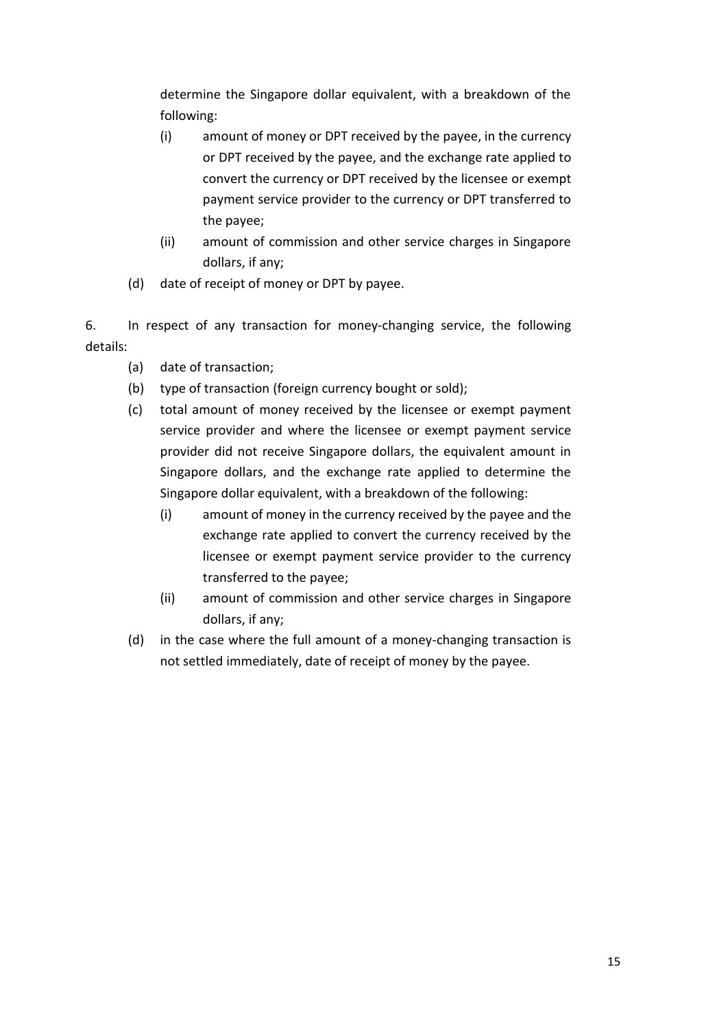determine the Singapore dollar equivalent, with a breakdown of the following:

(i) amount of money or DPT received by the payee, in the currency or DPT received by the payee, and the exchange rate applied to convert the currency or DPT received by the licensee or exempt payment service provider to the currency or DPT transferred to the payee;

(ii) amount of commission and other service charges in Singapore dollars, if any;

(d) date of receipt of money or DPT by payee.

6. In respect of any transaction for money-changing service, the following details:

(a) date of transaction;

(b) type of transaction (foreign currency bought or sold);

(c) total amount of money received by the licensee or exempt payment service provider and where the licensee or exempt payment service provider did not receive Singapore dollars, the equivalent amount in Singapore dollars, and the exchange rate applied to determine the Singapore dollar equivalent, with a breakdown of the following:

(i) amount of money in the currency received by the payee and the exchange rate applied to convert the currency received by the licensee or exempt payment service provider to the currency transferred to the payee;

(ii) amount of commission and other service charges in Singapore dollars, if any;

(d) in the case where the full amount of a money-changing transaction is not settled immediately, date of receipt of money by the payee.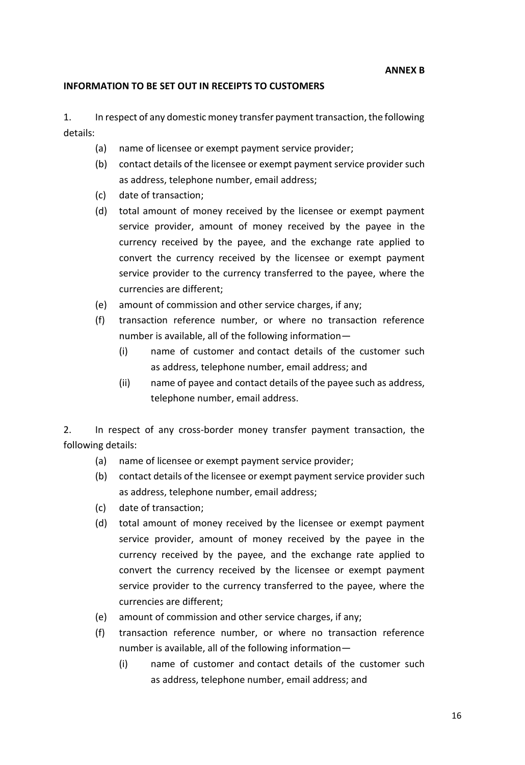**ANNEX B**

**INFORMATION TO BE SET OUT IN RECEIPTS TO CUSTOMERS**

1. In respect of any domestic money transfer payment transaction, the following details:

   (a) name of licensee or exempt payment service provider;

   (b) contact details of the licensee or exempt payment service provider such as address, telephone number, email address;

   (c) date of transaction;

   (d) total amount of money received by the licensee or exempt payment service provider, amount of money received by the payee in the currency received by the payee, and the exchange rate applied to convert the currency received by the licensee or exempt payment service provider to the currency transferred to the payee, where the currencies are different;

   (e) amount of commission and other service charges, if any;

   (f) transaction reference number, or where no transaction reference number is available, all of the following information—

      (i) name of customer and contact details of the customer such as address, telephone number, email address; and

      (ii) name of payee and contact details of the payee such as address, telephone number, email address.

2. In respect of any cross-border money transfer payment transaction, the following details:

   (a) name of licensee or exempt payment service provider;

   (b) contact details of the licensee or exempt payment service provider such as address, telephone number, email address;

   (c) date of transaction;

   (d) total amount of money received by the licensee or exempt payment service provider, amount of money received by the payee in the currency received by the payee, and the exchange rate applied to convert the currency received by the licensee or exempt payment service provider to the currency transferred to the payee, where the currencies are different;

   (e) amount of commission and other service charges, if any;

   (f) transaction reference number, or where no transaction reference number is available, all of the following information—

      (i) name of customer and contact details of the customer such as address, telephone number, email address; and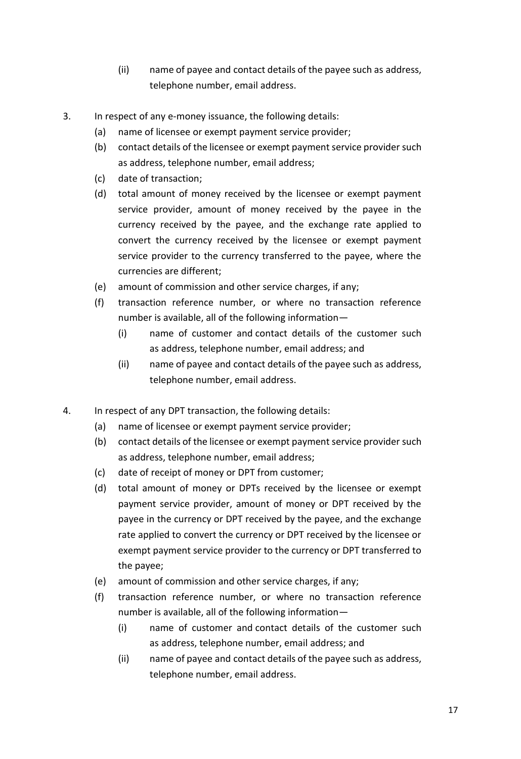(ii) name of payee and contact details of the payee such as address, telephone number, email address.

3. In respect of any e-money issuance, the following details:
   (a) name of licensee or exempt payment service provider;
   (b) contact details of the licensee or exempt payment service provider such as address, telephone number, email address;
   (c) date of transaction;
   (d) total amount of money received by the licensee or exempt payment service provider, amount of money received by the payee in the currency received by the payee, and the exchange rate applied to convert the currency received by the licensee or exempt payment service provider to the currency transferred to the payee, where the currencies are different;
   (e) amount of commission and other service charges, if any;
   (f) transaction reference number, or where no transaction reference number is available, all of the following information—
      (i) name of customer and contact details of the customer such as address, telephone number, email address; and
      (ii) name of payee and contact details of the payee such as address, telephone number, email address.

4. In respect of any DPT transaction, the following details:
   (a) name of licensee or exempt payment service provider;
   (b) contact details of the licensee or exempt payment service provider such as address, telephone number, email address;
   (c) date of receipt of money or DPT from customer;
   (d) total amount of money or DPTs received by the licensee or exempt payment service provider, amount of money or DPT received by the payee in the currency or DPT received by the payee, and the exchange rate applied to convert the currency or DPT received by the licensee or exempt payment service provider to the currency or DPT transferred to the payee;
   (e) amount of commission and other service charges, if any;
   (f) transaction reference number, or where no transaction reference number is available, all of the following information—
      (i) name of customer and contact details of the customer such as address, telephone number, email address; and
      (ii) name of payee and contact details of the payee such as address, telephone number, email address.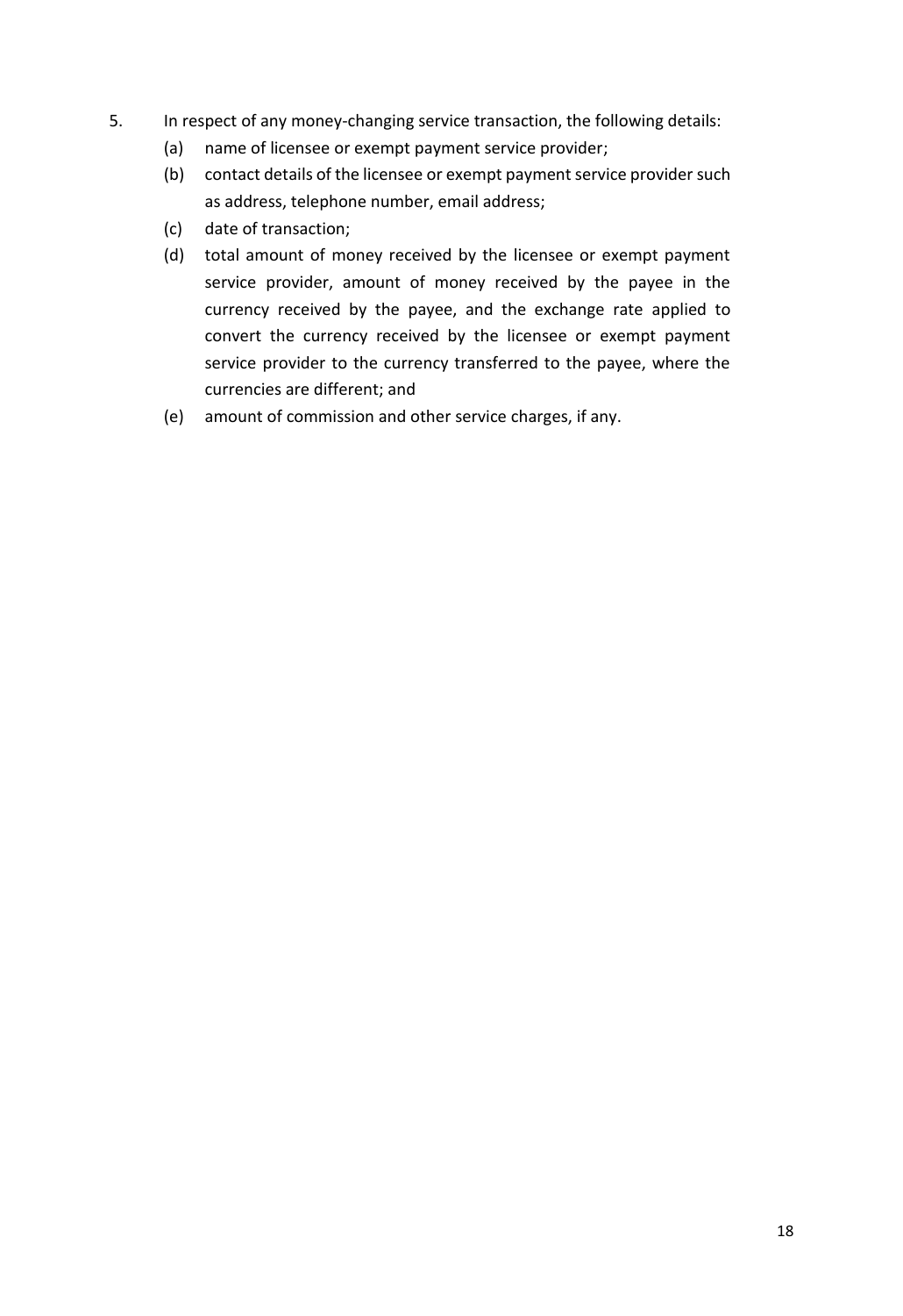5. In respect of any money-changing service transaction, the following details:
   (a) name of licensee or exempt payment service provider;
   (b) contact details of the licensee or exempt payment service provider such as address, telephone number, email address;
   (c) date of transaction;
   (d) total amount of money received by the licensee or exempt payment service provider, amount of money received by the payee in the currency received by the payee, and the exchange rate applied to convert the currency received by the licensee or exempt payment service provider to the currency transferred to the payee, where the currencies are different; and
   (e) amount of commission and other service charges, if any.